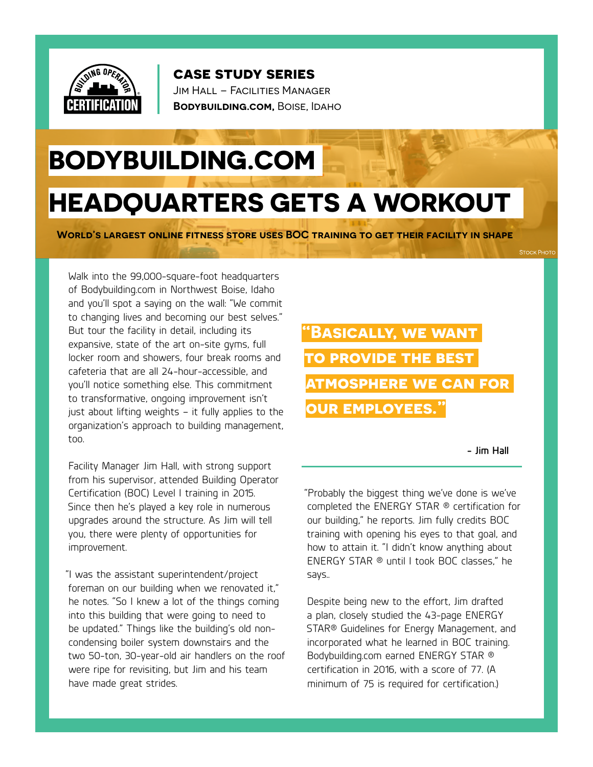**CASE STUDY SERIES**
Jim Hall – Facilities Manager
**Bodybuilding.com,** Boise, Idaho

# BODYBUILDING.COM HEADQUARTERS GETS A WORKOUT

**World's largest online fitness store uses BOC training to get their facility in shape**

Stock Photo

Walk into the 99,000-square-foot headquarters of Bodybuilding.com in Northwest Boise, Idaho and you'll spot a saying on the wall: "We commit to changing lives and becoming our best selves." But tour the facility in detail, including its expansive, state of the art on-site gyms, full locker room and showers, four break rooms and cafeteria that are all 24-hour-accessible, and you'll notice something else. This commitment to transformative, ongoing improvement isn't just about lifting weights – it fully applies to the organization's approach to building management, too.

Facility Manager Jim Hall, with strong support from his supervisor, attended Building Operator Certification (BOC) Level I training in 2015. Since then he's played a key role in numerous upgrades around the structure. As Jim will tell you, there were plenty of opportunities for improvement.

"I was the assistant superintendent/project foreman on our building when we renovated it," he notes. "So I knew a lot of the things coming into this building that were going to need to be updated." Things like the building's old non-condensing boiler system downstairs and the two 50-ton, 30-year-old air handlers on the roof were ripe for revisiting, but Jim and his team have made great strides.

> **"Basically, we want to provide the best atmosphere we can for our employees."**
>
> \- Jim Hall

"Probably the biggest thing we've done is we've completed the ENERGY STAR ® certification for our building," he reports. Jim fully credits BOC training with opening his eyes to that goal, and how to attain it. "I didn't know anything about ENERGY STAR ® until I took BOC classes," he says..

Despite being new to the effort, Jim drafted a plan, closely studied the 43-page ENERGY STAR® Guidelines for Energy Management, and incorporated what he learned in BOC training. Bodybuilding.com earned ENERGY STAR ® certification in 2016, with a score of 77. (A minimum of 75 is required for certification.)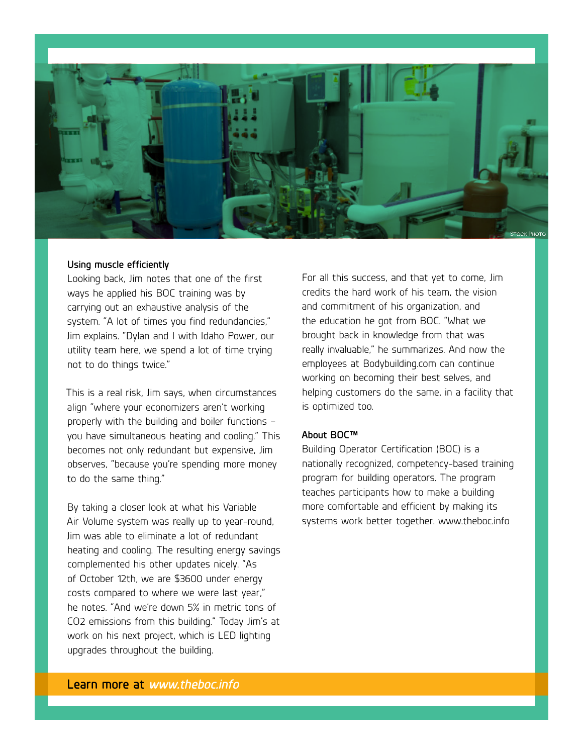Stock Photo

### Using muscle efficiently

Looking back, Jim notes that one of the first ways he applied his BOC training was by carrying out an exhaustive analysis of the system. "A lot of times you find redundancies," Jim explains. "Dylan and I with Idaho Power, our utility team here, we spend a lot of time trying not to do things twice."

This is a real risk, Jim says, when circumstances align "where your economizers aren't working properly with the building and boiler functions – you have simultaneous heating and cooling." This becomes not only redundant but expensive, Jim observes, "because you're spending more money to do the same thing."

By taking a closer look at what his Variable Air Volume system was really up to year-round, Jim was able to eliminate a lot of redundant heating and cooling. The resulting energy savings complemented his other updates nicely. "As of October 12th, we are $3600 under energy costs compared to where we were last year," he notes. "And we're down 5% in metric tons of CO2 emissions from this building." Today Jim's at work on his next project, which is LED lighting upgrades throughout the building.

For all this success, and that yet to come, Jim credits the hard work of his team, the vision and commitment of his organization, and the education he got from BOC. "What we brought back in knowledge from that was really invaluable," he summarizes. And now the employees at Bodybuilding.com can continue working on becoming their best selves, and helping customers do the same, in a facility that is optimized too.

### About BOC™

Building Operator Certification (BOC) is a nationally recognized, competency-based training program for building operators. The program teaches participants how to make a building more comfortable and efficient by making its systems work better together. www.theboc.info

**Learn more at** ***www.theboc.info***